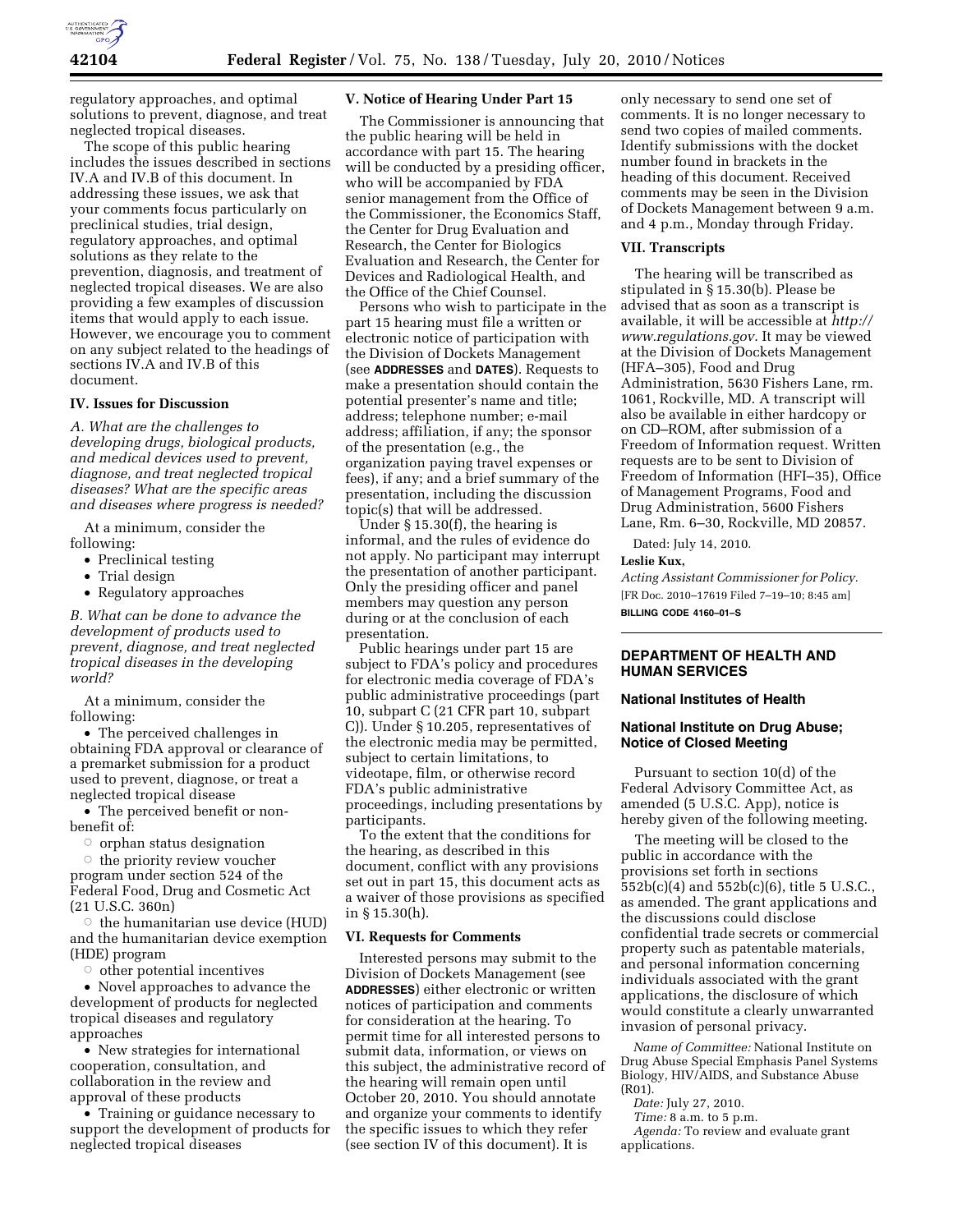regulatory approaches, and optimal solutions to prevent, diagnose, and treat neglected tropical diseases.

The scope of this public hearing includes the issues described in sections IV.A and IV.B of this document. In addressing these issues, we ask that your comments focus particularly on preclinical studies, trial design, regulatory approaches, and optimal solutions as they relate to the prevention, diagnosis, and treatment of neglected tropical diseases. We are also providing a few examples of discussion items that would apply to each issue. However, we encourage you to comment on any subject related to the headings of sections IV.A and IV.B of this document.

### IV. Issues for Discussion

*A. What are the challenges to developing drugs, biological products, and medical devices used to prevent, diagnose, and treat neglected tropical diseases? What are the specific areas and diseases where progress is needed?*

At a minimum, consider the following:

- Preclinical testing
- Trial design
- Regulatory approaches

*B. What can be done to advance the development of products used to prevent, diagnose, and treat neglected tropical diseases in the developing world?*

At a minimum, consider the following:

- The perceived challenges in obtaining FDA approval or clearance of a premarket submission for a product used to prevent, diagnose, or treat a neglected tropical disease
- The perceived benefit or non-benefit of:
  - orphan status designation
  - the priority review voucher program under section 524 of the Federal Food, Drug and Cosmetic Act (21 U.S.C. 360n)
  - the humanitarian use device (HUD) and the humanitarian device exemption (HDE) program
  - other potential incentives
- Novel approaches to advance the development of products for neglected tropical diseases and regulatory approaches
- New strategies for international cooperation, consultation, and collaboration in the review and approval of these products
- Training or guidance necessary to support the development of products for neglected tropical diseases

### V. Notice of Hearing Under Part 15

The Commissioner is announcing that the public hearing will be held in accordance with part 15. The hearing will be conducted by a presiding officer, who will be accompanied by FDA senior management from the Office of the Commissioner, the Economics Staff, the Center for Drug Evaluation and Research, the Center for Biologics Evaluation and Research, the Center for Devices and Radiological Health, and the Office of the Chief Counsel.

Persons who wish to participate in the part 15 hearing must file a written or electronic notice of participation with the Division of Dockets Management (see **ADDRESSES** and **DATES**). Requests to make a presentation should contain the potential presenter's name and title; address; telephone number; e-mail address; affiliation, if any; the sponsor of the presentation (e.g., the organization paying travel expenses or fees), if any; and a brief summary of the presentation, including the discussion topic(s) that will be addressed.

Under § 15.30(f), the hearing is informal, and the rules of evidence do not apply. No participant may interrupt the presentation of another participant. Only the presiding officer and panel members may question any person during or at the conclusion of each presentation.

Public hearings under part 15 are subject to FDA's policy and procedures for electronic media coverage of FDA's public administrative proceedings (part 10, subpart C (21 CFR part 10, subpart C)). Under § 10.205, representatives of the electronic media may be permitted, subject to certain limitations, to videotape, film, or otherwise record FDA's public administrative proceedings, including presentations by participants.

To the extent that the conditions for the hearing, as described in this document, conflict with any provisions set out in part 15, this document acts as a waiver of those provisions as specified in § 15.30(h).

### VI. Requests for Comments

Interested persons may submit to the Division of Dockets Management (see **ADDRESSES**) either electronic or written notices of participation and comments for consideration at the hearing. To permit time for all interested persons to submit data, information, or views on this subject, the administrative record of the hearing will remain open until October 20, 2010. You should annotate and organize your comments to identify the specific issues to which they refer (see section IV of this document). It is only necessary to send one set of comments. It is no longer necessary to send two copies of mailed comments. Identify submissions with the docket number found in brackets in the heading of this document. Received comments may be seen in the Division of Dockets Management between 9 a.m. and 4 p.m., Monday through Friday.

### VII. Transcripts

The hearing will be transcribed as stipulated in § 15.30(b). Please be advised that as soon as a transcript is available, it will be accessible at *http://www.regulations.gov*. It may be viewed at the Division of Dockets Management (HFA–305), Food and Drug Administration, 5630 Fishers Lane, rm. 1061, Rockville, MD. A transcript will also be available in either hardcopy or on CD–ROM, after submission of a Freedom of Information request. Written requests are to be sent to Division of Freedom of Information (HFI–35), Office of Management Programs, Food and Drug Administration, 5600 Fishers Lane, Rm. 6–30, Rockville, MD 20857.

Dated: July 14, 2010.

**Leslie Kux,**

*Acting Assistant Commissioner for Policy.*

[FR Doc. 2010–17619 Filed 7–19–10; 8:45 am]

**BILLING CODE 4160–01–S**

---

## DEPARTMENT OF HEALTH AND HUMAN SERVICES

### National Institutes of Health

### National Institute on Drug Abuse; Notice of Closed Meeting

Pursuant to section 10(d) of the Federal Advisory Committee Act, as amended (5 U.S.C. App), notice is hereby given of the following meeting.

The meeting will be closed to the public in accordance with the provisions set forth in sections 552b(c)(4) and 552b(c)(6), title 5 U.S.C., as amended. The grant applications and the discussions could disclose confidential trade secrets or commercial property such as patentable materials, and personal information concerning individuals associated with the grant applications, the disclosure of which would constitute a clearly unwarranted invasion of personal privacy.

*Name of Committee:* National Institute on Drug Abuse Special Emphasis Panel Systems Biology, HIV/AIDS, and Substance Abuse (R01).

*Date:* July 27, 2010.

*Time:* 8 a.m. to 5 p.m.

*Agenda:* To review and evaluate grant applications.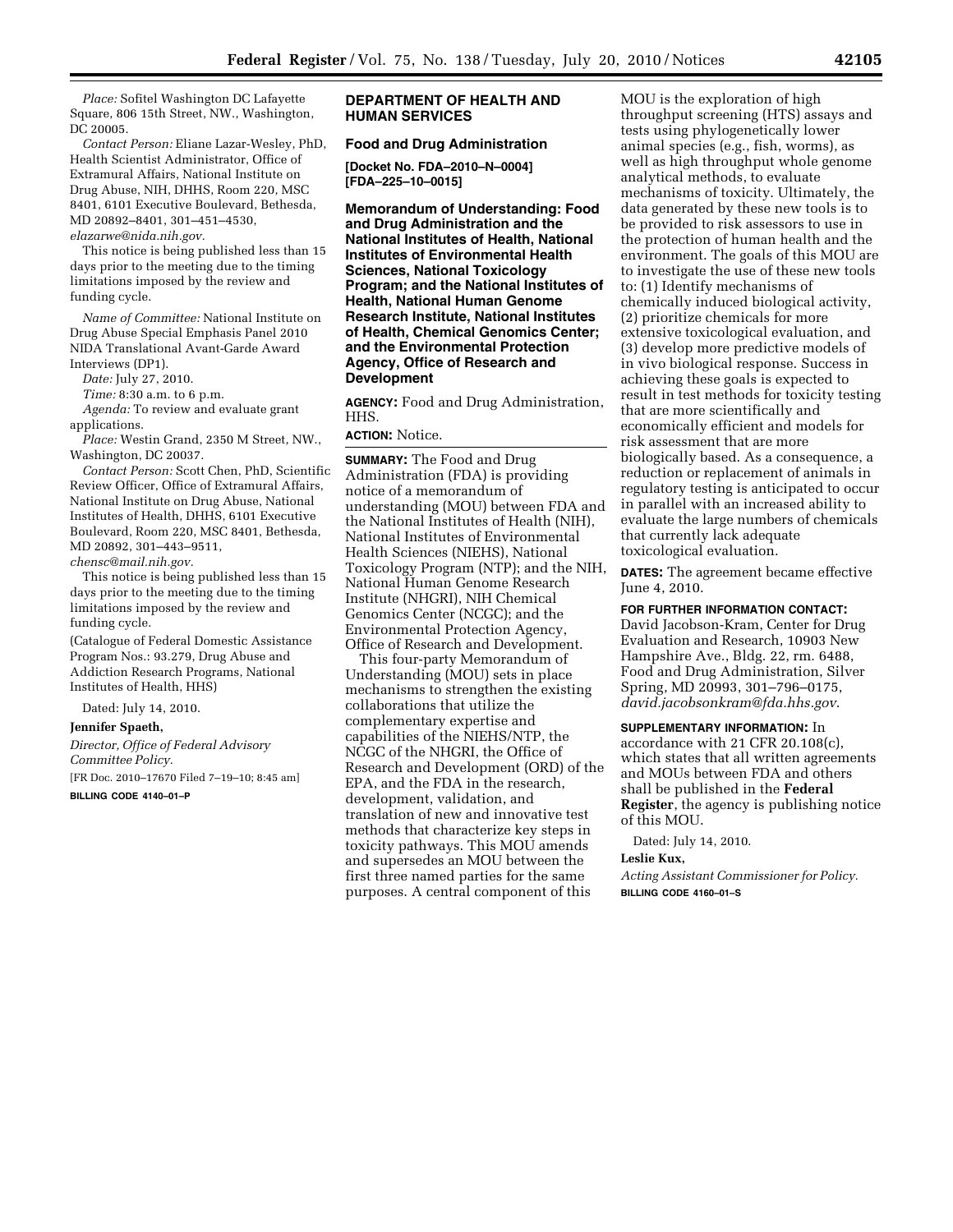*Place:* Sofitel Washington DC Lafayette Square, 806 15th Street, NW., Washington, DC 20005.

*Contact Person:* Eliane Lazar-Wesley, PhD, Health Scientist Administrator, Office of Extramural Affairs, National Institute on Drug Abuse, NIH, DHHS, Room 220, MSC 8401, 6101 Executive Boulevard, Bethesda, MD 20892–8401, 301–451–4530, *elazarwe@nida.nih.gov.*

This notice is being published less than 15 days prior to the meeting due to the timing limitations imposed by the review and funding cycle.

*Name of Committee:* National Institute on Drug Abuse Special Emphasis Panel 2010 NIDA Translational Avant-Garde Award Interviews (DP1).

*Date:* July 27, 2010.

*Time:* 8:30 a.m. to 6 p.m.

*Agenda:* To review and evaluate grant applications.

*Place:* Westin Grand, 2350 M Street, NW., Washington, DC 20037.

*Contact Person:* Scott Chen, PhD, Scientific Review Officer, Office of Extramural Affairs, National Institute on Drug Abuse, National Institutes of Health, DHHS, 6101 Executive Boulevard, Room 220, MSC 8401, Bethesda, MD 20892, 301–443–9511, *chensc@mail.nih.gov.*

This notice is being published less than 15 days prior to the meeting due to the timing limitations imposed by the review and funding cycle.

(Catalogue of Federal Domestic Assistance Program Nos.: 93.279, Drug Abuse and Addiction Research Programs, National Institutes of Health, HHS)

Dated: July 14, 2010.

**Jennifer Spaeth,**

*Director, Office of Federal Advisory Committee Policy.*

[FR Doc. 2010–17670 Filed 7–19–10; 8:45 am]

**BILLING CODE 4140–01–P**

## DEPARTMENT OF HEALTH AND HUMAN SERVICES

### Food and Drug Administration

**[Docket No. FDA–2010–N–0004] [FDA–225–10–0015]**

### Memorandum of Understanding: Food and Drug Administration and the National Institutes of Health, National Institutes of Environmental Health Sciences, National Toxicology Program; and the National Institutes of Health, National Human Genome Research Institute, National Institutes of Health, Chemical Genomics Center; and the Environmental Protection Agency, Office of Research and Development

**AGENCY:** Food and Drug Administration, HHS.

**ACTION:** Notice.

**SUMMARY:** The Food and Drug Administration (FDA) is providing notice of a memorandum of understanding (MOU) between FDA and the National Institutes of Health (NIH), National Institutes of Environmental Health Sciences (NIEHS), National Toxicology Program (NTP); and the NIH, National Human Genome Research Institute (NHGRI), NIH Chemical Genomics Center (NCGC); and the Environmental Protection Agency, Office of Research and Development.

This four-party Memorandum of Understanding (MOU) sets in place mechanisms to strengthen the existing collaborations that utilize the complementary expertise and capabilities of the NIEHS/NTP, the NCGC of the NHGRI, the Office of Research and Development (ORD) of the EPA, and the FDA in the research, development, validation, and translation of new and innovative test methods that characterize key steps in toxicity pathways. This MOU amends and supersedes an MOU between the first three named parties for the same purposes. A central component of this MOU is the exploration of high throughput screening (HTS) assays and tests using phylogenetically lower animal species (e.g., fish, worms), as well as high throughput whole genome analytical methods, to evaluate mechanisms of toxicity. Ultimately, the data generated by these new tools is to be provided to risk assessors to use in the protection of human health and the environment. The goals of this MOU are to investigate the use of these new tools to: (1) Identify mechanisms of chemically induced biological activity, (2) prioritize chemicals for more extensive toxicological evaluation, and (3) develop more predictive models of in vivo biological response. Success in achieving these goals is expected to result in test methods for toxicity testing that are more scientifically and economically efficient and models for risk assessment that are more biologically based. As a consequence, a reduction or replacement of animals in regulatory testing is anticipated to occur in parallel with an increased ability to evaluate the large numbers of chemicals that currently lack adequate toxicological evaluation.

**DATES:** The agreement became effective June 4, 2010.

**FOR FURTHER INFORMATION CONTACT:** David Jacobson-Kram, Center for Drug Evaluation and Research, 10903 New Hampshire Ave., Bldg. 22, rm. 6488, Food and Drug Administration, Silver Spring, MD 20993, 301–796–0175, *david.jacobsonkram@fda.hhs.gov*.

**SUPPLEMENTARY INFORMATION:** In accordance with 21 CFR 20.108(c), which states that all written agreements and MOUs between FDA and others shall be published in the **Federal Register**, the agency is publishing notice of this MOU.

Dated: July 14, 2010.

**Leslie Kux,**

*Acting Assistant Commissioner for Policy.*

**BILLING CODE 4160–01–S**